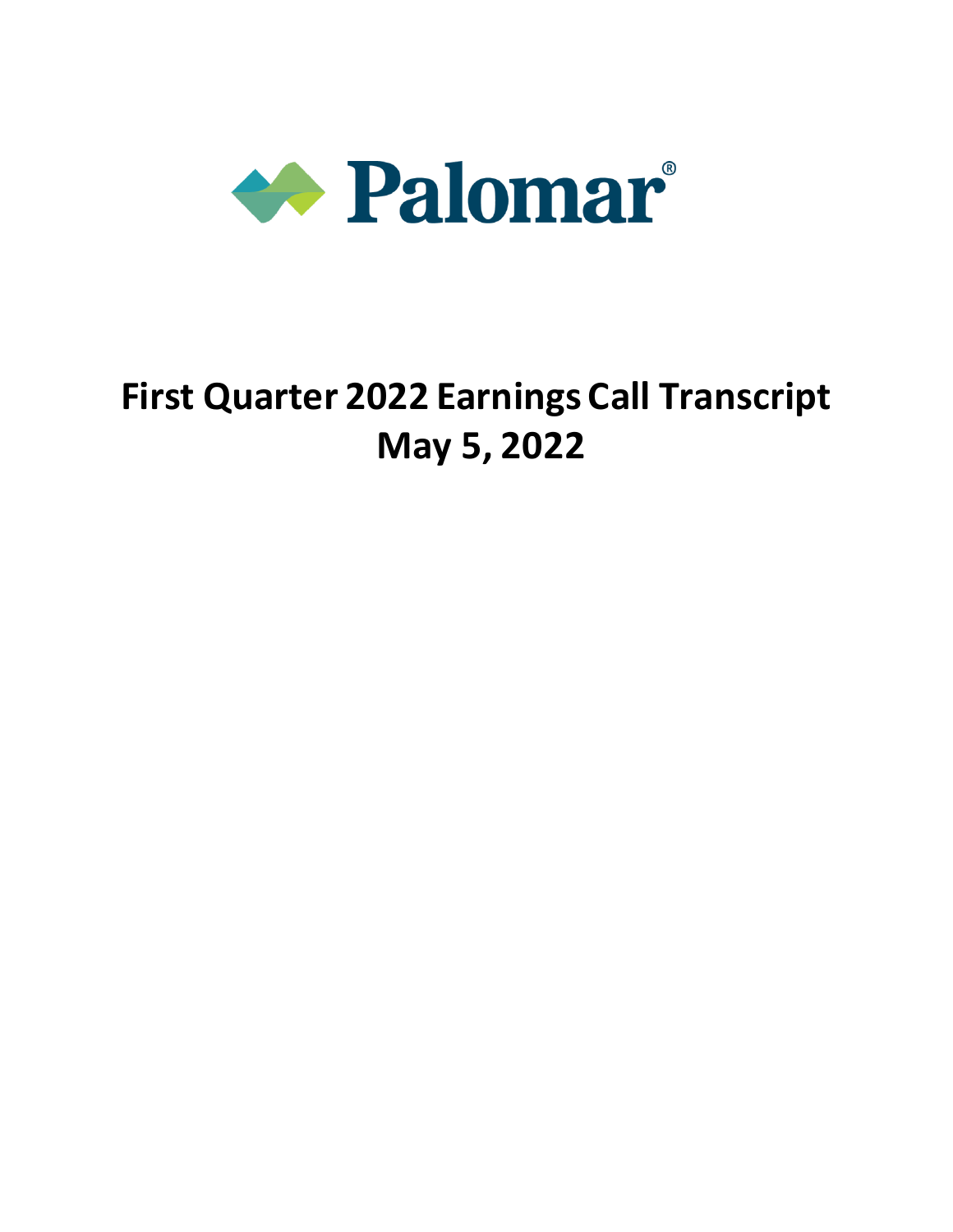Palomar®

# First Quarter 2022 Earnings Call Transcript
# May 5, 2022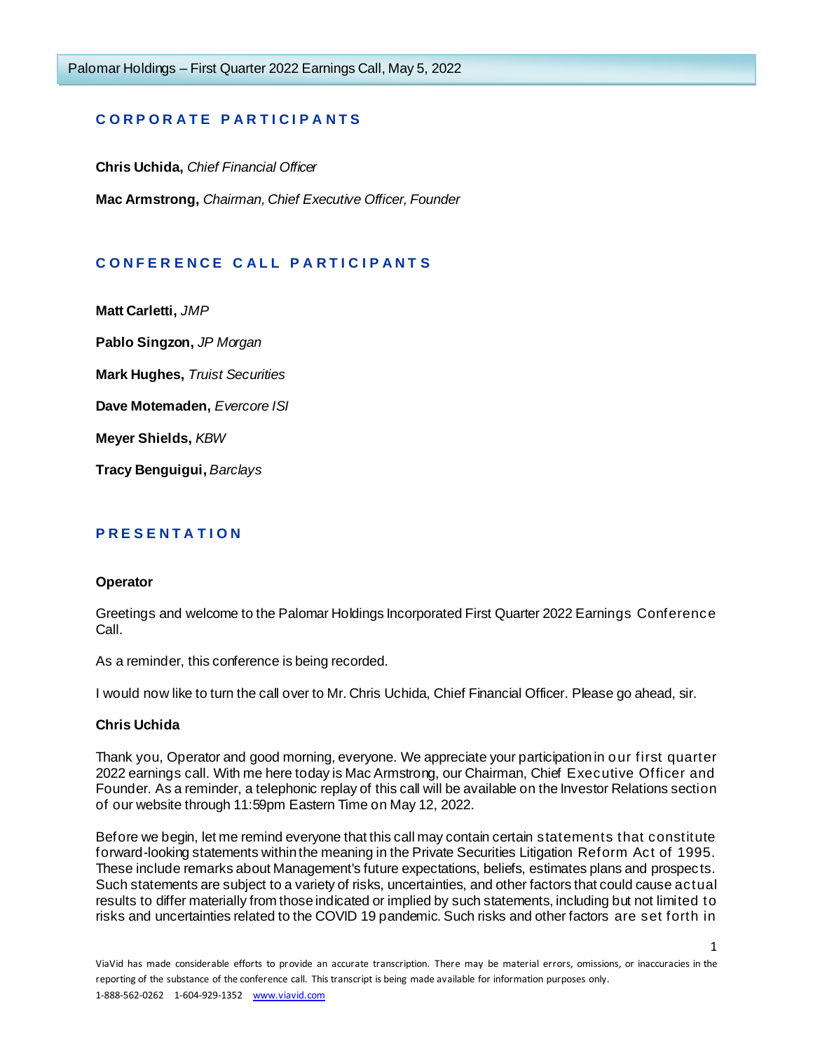## CORPORATE PARTICIPANTS

**Chris Uchida,** *Chief Financial Officer*

**Mac Armstrong,** *Chairman, Chief Executive Officer, Founder*

## CONFERENCE CALL PARTICIPANTS

**Matt Carletti,** *JMP*

**Pablo Singzon,** *JP Morgan*

**Mark Hughes,** *Truist Securities*

**Dave Motemaden,** *Evercore ISI*

**Meyer Shields,** *KBW*

**Tracy Benguigui,** *Barclays*

## PRESENTATION

**Operator**

Greetings and welcome to the Palomar Holdings Incorporated First Quarter 2022 Earnings Conference Call.

As a reminder, this conference is being recorded.

I would now like to turn the call over to Mr. Chris Uchida, Chief Financial Officer. Please go ahead, sir.

**Chris Uchida**

Thank you, Operator and good morning, everyone. We appreciate your participation in our first quarter 2022 earnings call. With me here today is Mac Armstrong, our Chairman, Chief Executive Officer and Founder. As a reminder, a telephonic replay of this call will be available on the Investor Relations section of our website through 11:59pm Eastern Time on May 12, 2022.

Before we begin, let me remind everyone that this call may contain certain statements that constitute forward-looking statements within the meaning in the Private Securities Litigation Reform Act of 1995. These include remarks about Management's future expectations, beliefs, estimates plans and prospects. Such statements are subject to a variety of risks, uncertainties, and other factors that could cause actual results to differ materially from those indicated or implied by such statements, including but not limited to risks and uncertainties related to the COVID 19 pandemic. Such risks and other factors are set forth in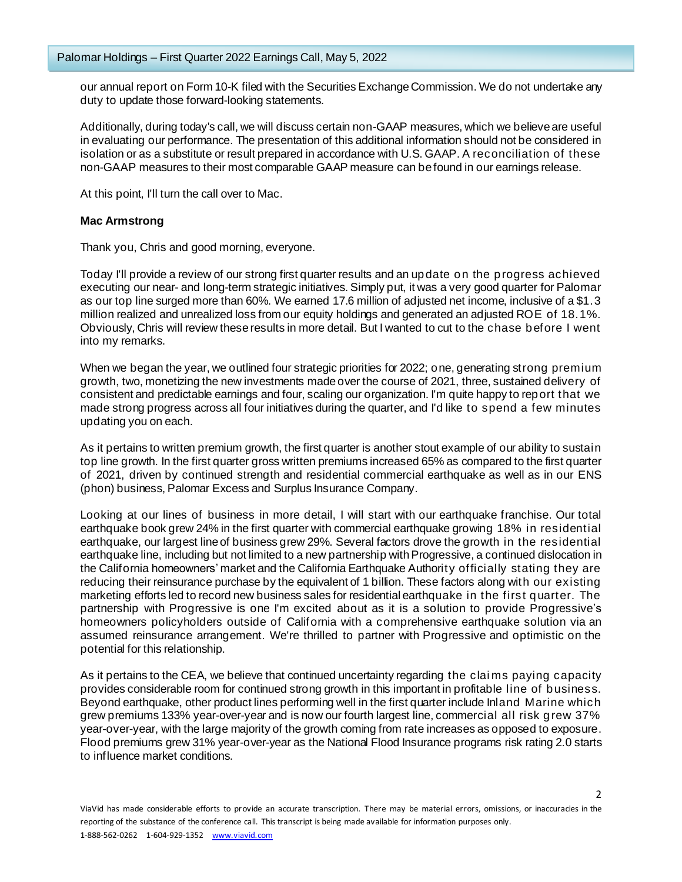our annual report on Form 10-K filed with the Securities Exchange Commission. We do not undertake any duty to update those forward-looking statements.

Additionally, during today's call, we will discuss certain non-GAAP measures, which we believe are useful in evaluating our performance. The presentation of this additional information should not be considered in isolation or as a substitute or result prepared in accordance with U.S. GAAP. A reconciliation of these non-GAAP measures to their most comparable GAAP measure can be found in our earnings release.

At this point, I'll turn the call over to Mac.

**Mac Armstrong**

Thank you, Chris and good morning, everyone.

Today I'll provide a review of our strong first quarter results and an update on the progress achieved executing our near- and long-term strategic initiatives. Simply put, it was a very good quarter for Palomar as our top line surged more than 60%. We earned 17.6 million of adjusted net income, inclusive of a $1.3 million realized and unrealized loss from our equity holdings and generated an adjusted ROE of 18.1%. Obviously, Chris will review these results in more detail. But I wanted to cut to the chase before I went into my remarks.

When we began the year, we outlined four strategic priorities for 2022; one, generating strong premium growth, two, monetizing the new investments made over the course of 2021, three, sustained delivery of consistent and predictable earnings and four, scaling our organization. I'm quite happy to report that we made strong progress across all four initiatives during the quarter, and I'd like to spend a few minutes updating you on each.

As it pertains to written premium growth, the first quarter is another stout example of our ability to sustain top line growth. In the first quarter gross written premiums increased 65% as compared to the first quarter of 2021, driven by continued strength and residential commercial earthquake as well as in our ENS (phon) business, Palomar Excess and Surplus Insurance Company.

Looking at our lines of business in more detail, I will start with our earthquake franchise. Our total earthquake book grew 24% in the first quarter with commercial earthquake growing 18% in residential earthquake, our largest line of business grew 29%. Several factors drove the growth in the residential earthquake line, including but not limited to a new partnership with Progressive, a continued dislocation in the California homeowners' market and the California Earthquake Authority officially stating they are reducing their reinsurance purchase by the equivalent of 1 billion. These factors along with our existing marketing efforts led to record new business sales for residential earthquake in the first quarter. The partnership with Progressive is one I'm excited about as it is a solution to provide Progressive's homeowners policyholders outside of California with a comprehensive earthquake solution via an assumed reinsurance arrangement. We're thrilled to partner with Progressive and optimistic on the potential for this relationship.

As it pertains to the CEA, we believe that continued uncertainty regarding the claims paying capacity provides considerable room for continued strong growth in this important in profitable line of business. Beyond earthquake, other product lines performing well in the first quarter include Inland Marine which grew premiums 133% year-over-year and is now our fourth largest line, commercial all risk grew 37% year-over-year, with the large majority of the growth coming from rate increases as opposed to exposure. Flood premiums grew 31% year-over-year as the National Flood Insurance programs risk rating 2.0 starts to influence market conditions.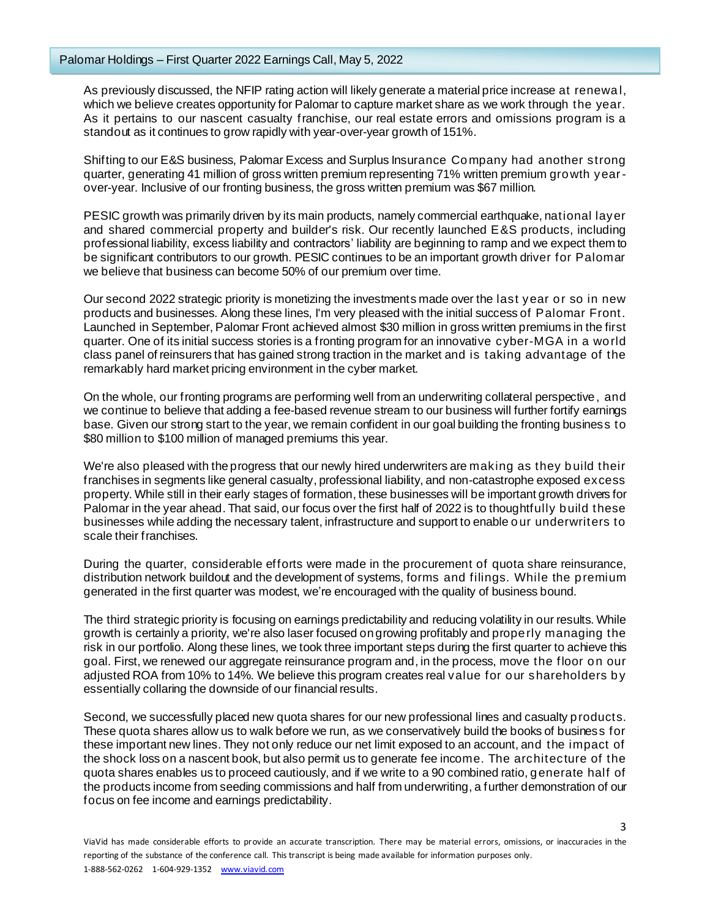As previously discussed, the NFIP rating action will likely generate a material price increase at renewal, which we believe creates opportunity for Palomar to capture market share as we work through the year. As it pertains to our nascent casualty franchise, our real estate errors and omissions program is a standout as it continues to grow rapidly with year-over-year growth of 151%.

Shifting to our E&S business, Palomar Excess and Surplus Insurance Company had another strong quarter, generating 41 million of gross written premium representing 71% written premium growth year-over-year. Inclusive of our fronting business, the gross written premium was $67 million.

PESIC growth was primarily driven by its main products, namely commercial earthquake, national layer and shared commercial property and builder's risk. Our recently launched E&S products, including professional liability, excess liability and contractors' liability are beginning to ramp and we expect them to be significant contributors to our growth. PESIC continues to be an important growth driver for Palomar we believe that business can become 50% of our premium over time.

Our second 2022 strategic priority is monetizing the investments made over the last year or so in new products and businesses. Along these lines, I'm very pleased with the initial success of Palomar Front. Launched in September, Palomar Front achieved almost $30 million in gross written premiums in the first quarter. One of its initial success stories is a fronting program for an innovative cyber-MGA in a world class panel of reinsurers that has gained strong traction in the market and is taking advantage of the remarkably hard market pricing environment in the cyber market.

On the whole, our fronting programs are performing well from an underwriting collateral perspective, and we continue to believe that adding a fee-based revenue stream to our business will further fortify earnings base. Given our strong start to the year, we remain confident in our goal building the fronting business to $80 million to $100 million of managed premiums this year.

We're also pleased with the progress that our newly hired underwriters are making as they build their franchises in segments like general casualty, professional liability, and non-catastrophe exposed excess property. While still in their early stages of formation, these businesses will be important growth drivers for Palomar in the year ahead. That said, our focus over the first half of 2022 is to thoughtfully build these businesses while adding the necessary talent, infrastructure and support to enable our underwriters to scale their franchises.

During the quarter, considerable efforts were made in the procurement of quota share reinsurance, distribution network buildout and the development of systems, forms and filings. While the premium generated in the first quarter was modest, we're encouraged with the quality of business bound.

The third strategic priority is focusing on earnings predictability and reducing volatility in our results. While growth is certainly a priority, we're also laser focused on growing profitably and properly managing the risk in our portfolio. Along these lines, we took three important steps during the first quarter to achieve this goal. First, we renewed our aggregate reinsurance program and, in the process, move the floor on our adjusted ROA from 10% to 14%. We believe this program creates real value for our shareholders by essentially collaring the downside of our financial results.

Second, we successfully placed new quota shares for our new professional lines and casualty products. These quota shares allow us to walk before we run, as we conservatively build the books of business for these important new lines. They not only reduce our net limit exposed to an account, and the impact of the shock loss on a nascent book, but also permit us to generate fee income. The architecture of the quota shares enables us to proceed cautiously, and if we write to a 90 combined ratio, generate half of the products income from seeding commissions and half from underwriting, a further demonstration of our focus on fee income and earnings predictability.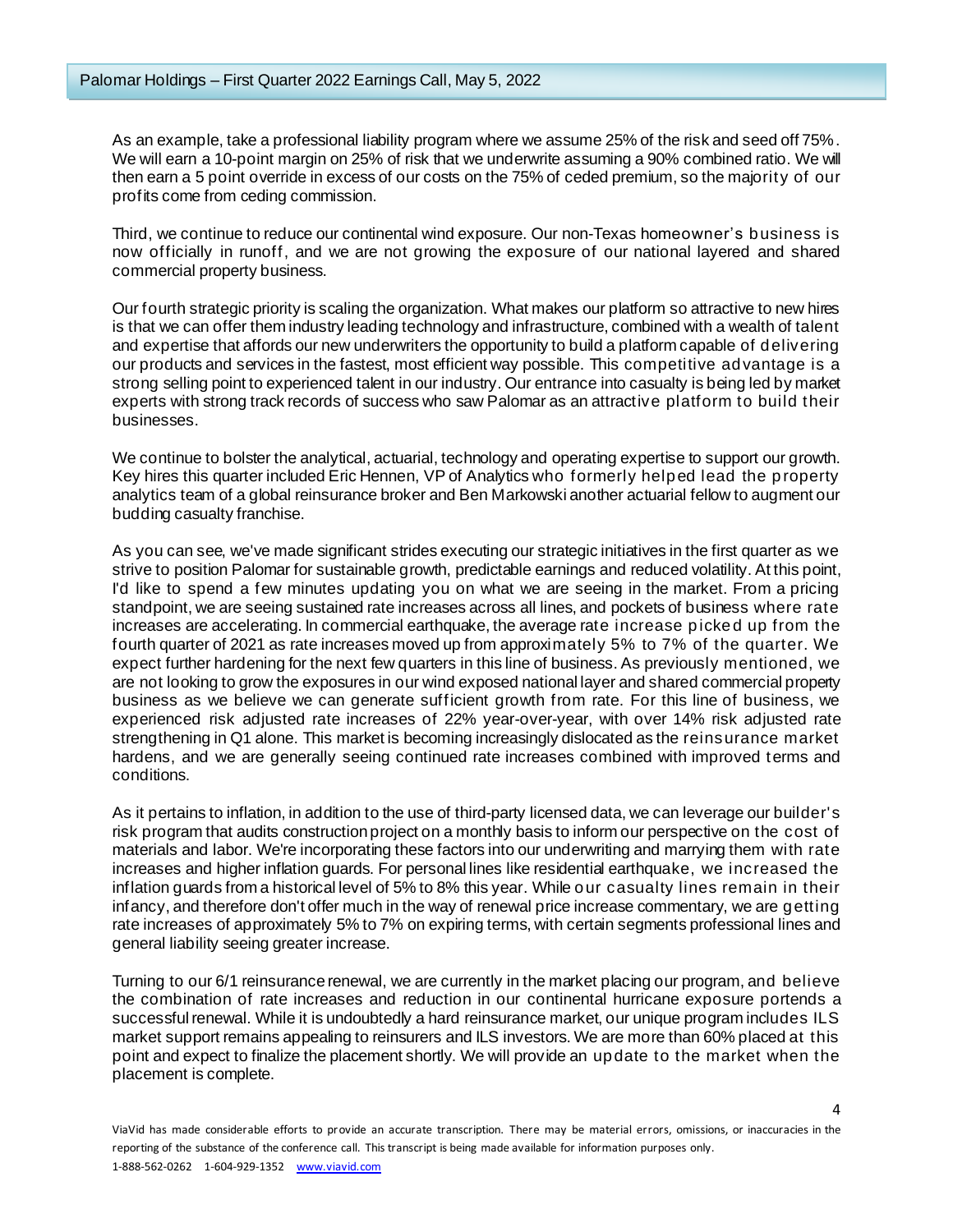As an example, take a professional liability program where we assume 25% of the risk and seed off 75%. We will earn a 10-point margin on 25% of risk that we underwrite assuming a 90% combined ratio. We will then earn a 5 point override in excess of our costs on the 75% of ceded premium, so the majority of our profits come from ceding commission.

Third, we continue to reduce our continental wind exposure. Our non-Texas homeowner's business is now officially in runoff, and we are not growing the exposure of our national layered and shared commercial property business.

Our fourth strategic priority is scaling the organization. What makes our platform so attractive to new hires is that we can offer them industry leading technology and infrastructure, combined with a wealth of talent and expertise that affords our new underwriters the opportunity to build a platform capable of delivering our products and services in the fastest, most efficient way possible. This competitive advantage is a strong selling point to experienced talent in our industry. Our entrance into casualty is being led by market experts with strong track records of success who saw Palomar as an attractive platform to build their businesses.

We continue to bolster the analytical, actuarial, technology and operating expertise to support our growth. Key hires this quarter included Eric Hennen, VP of Analytics who formerly helped lead the property analytics team of a global reinsurance broker and Ben Markowski another actuarial fellow to augment our budding casualty franchise.

As you can see, we've made significant strides executing our strategic initiatives in the first quarter as we strive to position Palomar for sustainable growth, predictable earnings and reduced volatility. At this point, I'd like to spend a few minutes updating you on what we are seeing in the market. From a pricing standpoint, we are seeing sustained rate increases across all lines, and pockets of business where rate increases are accelerating. In commercial earthquake, the average rate increase picked up from the fourth quarter of 2021 as rate increases moved up from approximately 5% to 7% of the quarter. We expect further hardening for the next few quarters in this line of business. As previously mentioned, we are not looking to grow the exposures in our wind exposed national layer and shared commercial property business as we believe we can generate sufficient growth from rate. For this line of business, we experienced risk adjusted rate increases of 22% year-over-year, with over 14% risk adjusted rate strengthening in Q1 alone. This market is becoming increasingly dislocated as the reinsurance market hardens, and we are generally seeing continued rate increases combined with improved terms and conditions.

As it pertains to inflation, in addition to the use of third-party licensed data, we can leverage our builder's risk program that audits construction project on a monthly basis to inform our perspective on the cost of materials and labor. We're incorporating these factors into our underwriting and marrying them with rate increases and higher inflation guards. For personal lines like residential earthquake, we increased the inflation guards from a historical level of 5% to 8% this year. While our casualty lines remain in their infancy, and therefore don't offer much in the way of renewal price increase commentary, we are getting rate increases of approximately 5% to 7% on expiring terms, with certain segments professional lines and general liability seeing greater increase.

Turning to our 6/1 reinsurance renewal, we are currently in the market placing our program, and believe the combination of rate increases and reduction in our continental hurricane exposure portends a successful renewal. While it is undoubtedly a hard reinsurance market, our unique program includes ILS market support remains appealing to reinsurers and ILS investors. We are more than 60% placed at this point and expect to finalize the placement shortly. We will provide an update to the market when the placement is complete.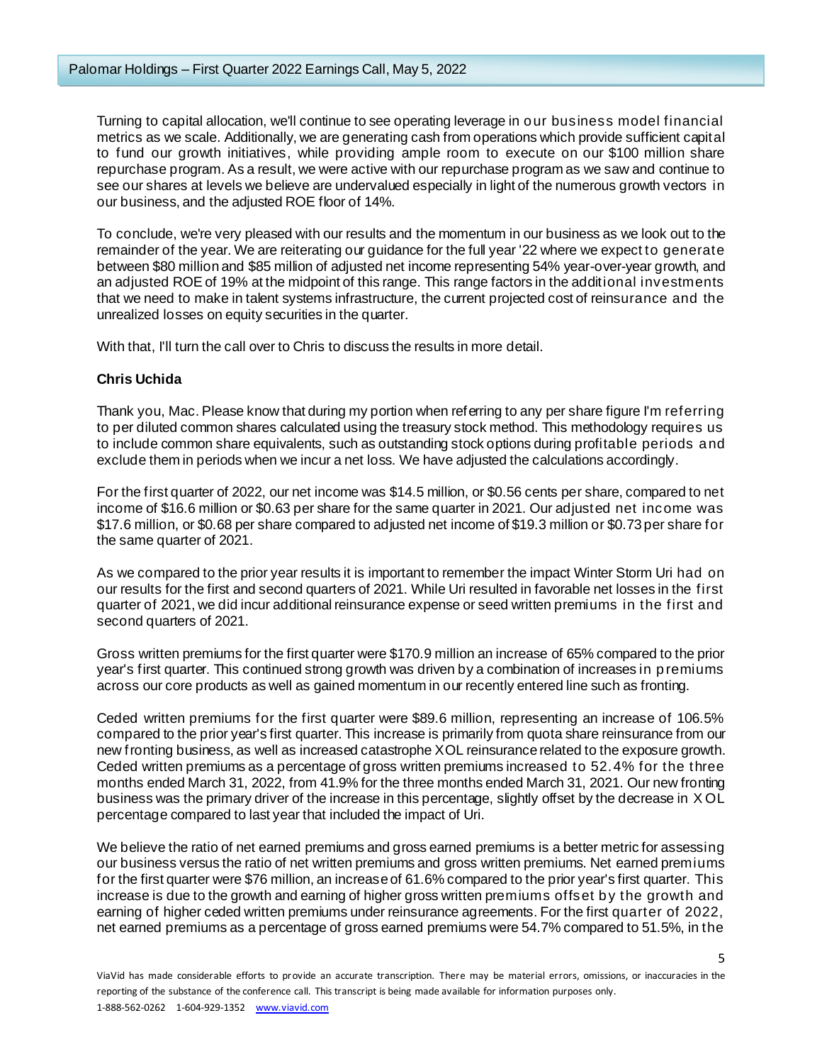Turning to capital allocation, we'll continue to see operating leverage in our business model financial metrics as we scale. Additionally, we are generating cash from operations which provide sufficient capital to fund our growth initiatives, while providing ample room to execute on our $100 million share repurchase program. As a result, we were active with our repurchase program as we saw and continue to see our shares at levels we believe are undervalued especially in light of the numerous growth vectors in our business, and the adjusted ROE floor of 14%.

To conclude, we're very pleased with our results and the momentum in our business as we look out to the remainder of the year. We are reiterating our guidance for the full year '22 where we expect to generate between $80 million and $85 million of adjusted net income representing 54% year-over-year growth, and an adjusted ROE of 19% at the midpoint of this range. This range factors in the additional investments that we need to make in talent systems infrastructure, the current projected cost of reinsurance and the unrealized losses on equity securities in the quarter.

With that, I'll turn the call over to Chris to discuss the results in more detail.

**Chris Uchida**

Thank you, Mac. Please know that during my portion when referring to any per share figure I'm referring to per diluted common shares calculated using the treasury stock method. This methodology requires us to include common share equivalents, such as outstanding stock options during profitable periods and exclude them in periods when we incur a net loss. We have adjusted the calculations accordingly.

For the first quarter of 2022, our net income was $14.5 million, or $0.56 cents per share, compared to net income of $16.6 million or $0.63 per share for the same quarter in 2021. Our adjusted net income was $17.6 million, or $0.68 per share compared to adjusted net income of $19.3 million or $0.73 per share for the same quarter of 2021.

As we compared to the prior year results it is important to remember the impact Winter Storm Uri had on our results for the first and second quarters of 2021. While Uri resulted in favorable net losses in the first quarter of 2021, we did incur additional reinsurance expense or seed written premiums in the first and second quarters of 2021.

Gross written premiums for the first quarter were $170.9 million an increase of 65% compared to the prior year's first quarter. This continued strong growth was driven by a combination of increases in premiums across our core products as well as gained momentum in our recently entered line such as fronting.

Ceded written premiums for the first quarter were $89.6 million, representing an increase of 106.5% compared to the prior year's first quarter. This increase is primarily from quota share reinsurance from our new fronting business, as well as increased catastrophe XOL reinsurance related to the exposure growth. Ceded written premiums as a percentage of gross written premiums increased to 52.4% for the three months ended March 31, 2022, from 41.9% for the three months ended March 31, 2021. Our new fronting business was the primary driver of the increase in this percentage, slightly offset by the decrease in XOL percentage compared to last year that included the impact of Uri.

We believe the ratio of net earned premiums and gross earned premiums is a better metric for assessing our business versus the ratio of net written premiums and gross written premiums. Net earned premiums for the first quarter were $76 million, an increase of 61.6% compared to the prior year's first quarter. This increase is due to the growth and earning of higher gross written premiums offset by the growth and earning of higher ceded written premiums under reinsurance agreements. For the first quarter of 2022, net earned premiums as a percentage of gross earned premiums were 54.7% compared to 51.5%, in the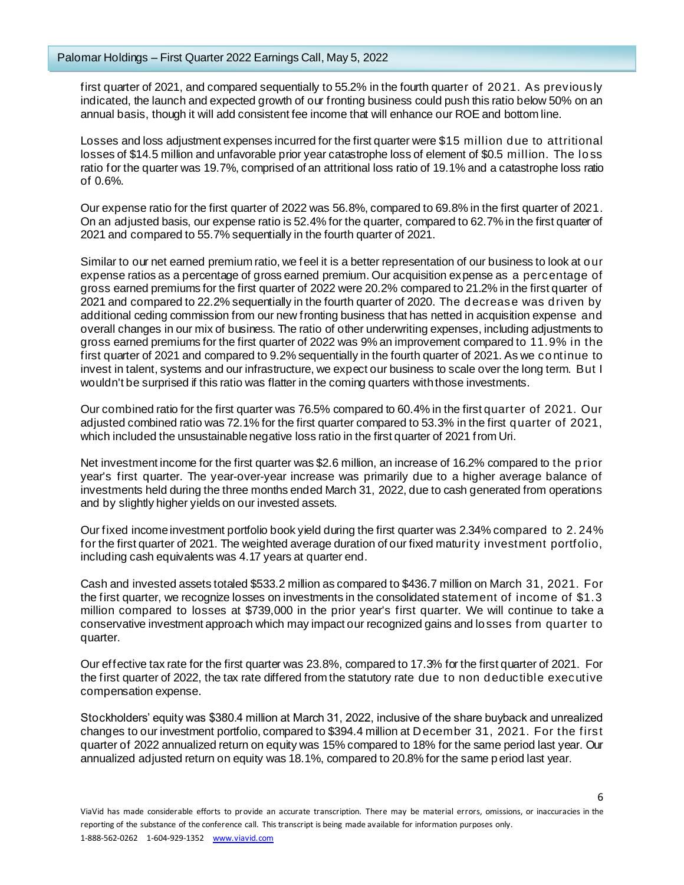first quarter of 2021, and compared sequentially to 55.2% in the fourth quarter of 2021. As previously indicated, the launch and expected growth of our fronting business could push this ratio below 50% on an annual basis, though it will add consistent fee income that will enhance our ROE and bottom line.

Losses and loss adjustment expenses incurred for the first quarter were $15 million due to attritional losses of $14.5 million and unfavorable prior year catastrophe loss of element of $0.5 million. The loss ratio for the quarter was 19.7%, comprised of an attritional loss ratio of 19.1% and a catastrophe loss ratio of 0.6%.

Our expense ratio for the first quarter of 2022 was 56.8%, compared to 69.8% in the first quarter of 2021. On an adjusted basis, our expense ratio is 52.4% for the quarter, compared to 62.7% in the first quarter of 2021 and compared to 55.7% sequentially in the fourth quarter of 2021.

Similar to our net earned premium ratio, we feel it is a better representation of our business to look at our expense ratios as a percentage of gross earned premium. Our acquisition expense as a percentage of gross earned premiums for the first quarter of 2022 were 20.2% compared to 21.2% in the first quarter of 2021 and compared to 22.2% sequentially in the fourth quarter of 2020. The decrease was driven by additional ceding commission from our new fronting business that has netted in acquisition expense and overall changes in our mix of business. The ratio of other underwriting expenses, including adjustments to gross earned premiums for the first quarter of 2022 was 9% an improvement compared to 11.9% in the first quarter of 2021 and compared to 9.2% sequentially in the fourth quarter of 2021. As we continue to invest in talent, systems and our infrastructure, we expect our business to scale over the long term. But I wouldn't be surprised if this ratio was flatter in the coming quarters with those investments.

Our combined ratio for the first quarter was 76.5% compared to 60.4% in the first quarter of 2021. Our adjusted combined ratio was 72.1% for the first quarter compared to 53.3% in the first quarter of 2021, which included the unsustainable negative loss ratio in the first quarter of 2021 from Uri.

Net investment income for the first quarter was $2.6 million, an increase of 16.2% compared to the prior year's first quarter. The year-over-year increase was primarily due to a higher average balance of investments held during the three months ended March 31, 2022, due to cash generated from operations and by slightly higher yields on our invested assets.

Our fixed income investment portfolio book yield during the first quarter was 2.34% compared to 2.24% for the first quarter of 2021. The weighted average duration of our fixed maturity investment portfolio, including cash equivalents was 4.17 years at quarter end.

Cash and invested assets totaled $533.2 million as compared to $436.7 million on March 31, 2021. For the first quarter, we recognize losses on investments in the consolidated statement of income of $1.3 million compared to losses at $739,000 in the prior year's first quarter. We will continue to take a conservative investment approach which may impact our recognized gains and losses from quarter to quarter.

Our effective tax rate for the first quarter was 23.8%, compared to 17.3% for the first quarter of 2021. For the first quarter of 2022, the tax rate differed from the statutory rate due to non deductible executive compensation expense.

Stockholders' equity was $380.4 million at March 31, 2022, inclusive of the share buyback and unrealized changes to our investment portfolio, compared to $394.4 million at December 31, 2021. For the first quarter of 2022 annualized return on equity was 15% compared to 18% for the same period last year. Our annualized adjusted return on equity was 18.1%, compared to 20.8% for the same period last year.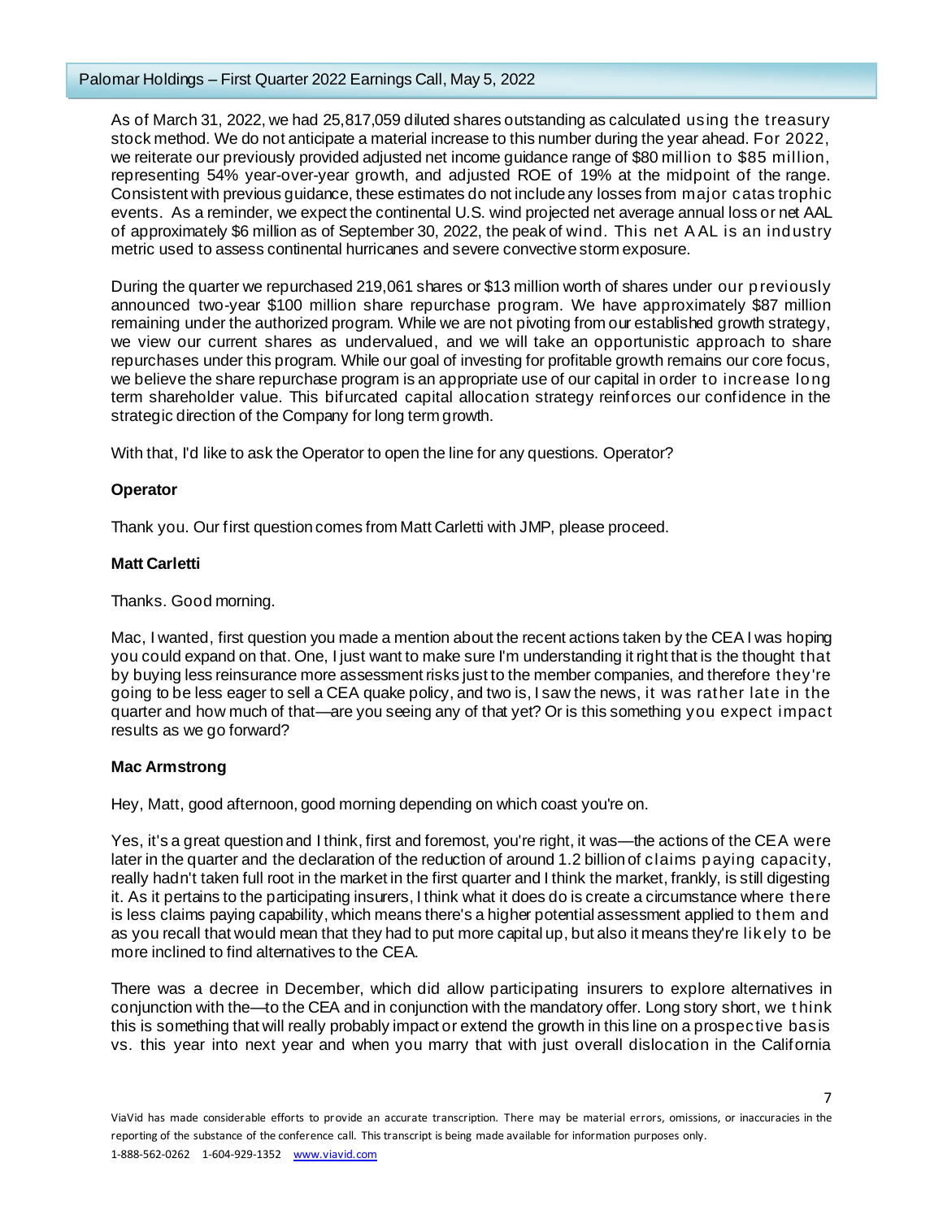As of March 31, 2022, we had 25,817,059 diluted shares outstanding as calculated using the treasury stock method. We do not anticipate a material increase to this number during the year ahead. For 2022, we reiterate our previously provided adjusted net income guidance range of $80 million to $85 million, representing 54% year-over-year growth, and adjusted ROE of 19% at the midpoint of the range. Consistent with previous guidance, these estimates do not include any losses from major catastrophic events. As a reminder, we expect the continental U.S. wind projected net average annual loss or net AAL of approximately $6 million as of September 30, 2022, the peak of wind. This net AAL is an industry metric used to assess continental hurricanes and severe convective storm exposure.

During the quarter we repurchased 219,061 shares or $13 million worth of shares under our previously announced two-year $100 million share repurchase program. We have approximately $87 million remaining under the authorized program. While we are not pivoting from our established growth strategy, we view our current shares as undervalued, and we will take an opportunistic approach to share repurchases under this program. While our goal of investing for profitable growth remains our core focus, we believe the share repurchase program is an appropriate use of our capital in order to increase long term shareholder value. This bifurcated capital allocation strategy reinforces our confidence in the strategic direction of the Company for long term growth.

With that, I'd like to ask the Operator to open the line for any questions. Operator?

**Operator**

Thank you. Our first question comes from Matt Carletti with JMP, please proceed.

**Matt Carletti**

Thanks. Good morning.

Mac, I wanted, first question you made a mention about the recent actions taken by the CEA I was hoping you could expand on that. One, I just want to make sure I'm understanding it right that is the thought that by buying less reinsurance more assessment risks just to the member companies, and therefore they're going to be less eager to sell a CEA quake policy, and two is, I saw the news, it was rather late in the quarter and how much of that—are you seeing any of that yet? Or is this something you expect impact results as we go forward?

**Mac Armstrong**

Hey, Matt, good afternoon, good morning depending on which coast you're on.

Yes, it's a great question and I think, first and foremost, you're right, it was—the actions of the CEA were later in the quarter and the declaration of the reduction of around 1.2 billion of claims paying capacity, really hadn't taken full root in the market in the first quarter and I think the market, frankly, is still digesting it. As it pertains to the participating insurers, I think what it does do is create a circumstance where there is less claims paying capability, which means there's a higher potential assessment applied to them and as you recall that would mean that they had to put more capital up, but also it means they're likely to be more inclined to find alternatives to the CEA.

There was a decree in December, which did allow participating insurers to explore alternatives in conjunction with the—to the CEA and in conjunction with the mandatory offer. Long story short, we think this is something that will really probably impact or extend the growth in this line on a prospective basis vs. this year into next year and when you marry that with just overall dislocation in the California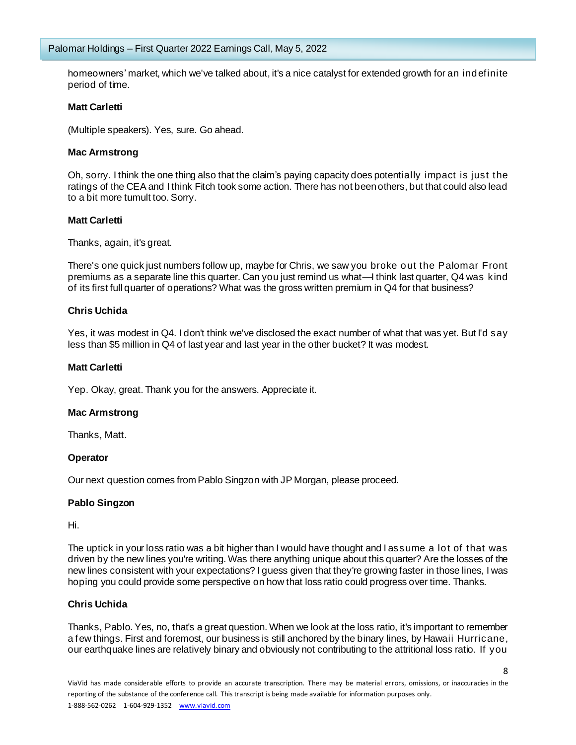homeowners' market, which we've talked about, it's a nice catalyst for extended growth for an indefinite period of time.

**Matt Carletti**

(Multiple speakers). Yes, sure. Go ahead.

**Mac Armstrong**

Oh, sorry. I think the one thing also that the claim's paying capacity does potentially impact is just the ratings of the CEA and I think Fitch took some action. There has not been others, but that could also lead to a bit more tumult too. Sorry.

**Matt Carletti**

Thanks, again, it's great.

There's one quick just numbers follow up, maybe for Chris, we saw you broke out the Palomar Front premiums as a separate line this quarter. Can you just remind us what—I think last quarter, Q4 was kind of its first full quarter of operations? What was the gross written premium in Q4 for that business?

**Chris Uchida**

Yes, it was modest in Q4. I don't think we've disclosed the exact number of what that was yet. But I'd say less than $5 million in Q4 of last year and last year in the other bucket? It was modest.

**Matt Carletti**

Yep. Okay, great. Thank you for the answers. Appreciate it.

**Mac Armstrong**

Thanks, Matt.

**Operator**

Our next question comes from Pablo Singzon with JP Morgan, please proceed.

**Pablo Singzon**

Hi.

The uptick in your loss ratio was a bit higher than I would have thought and I assume a lot of that was driven by the new lines you're writing. Was there anything unique about this quarter? Are the losses of the new lines consistent with your expectations? I guess given that they're growing faster in those lines, I was hoping you could provide some perspective on how that loss ratio could progress over time. Thanks.

**Chris Uchida**

Thanks, Pablo. Yes, no, that's a great question. When we look at the loss ratio, it's important to remember a few things. First and foremost, our business is still anchored by the binary lines, by Hawaii Hurricane, our earthquake lines are relatively binary and obviously not contributing to the attritional loss ratio. If you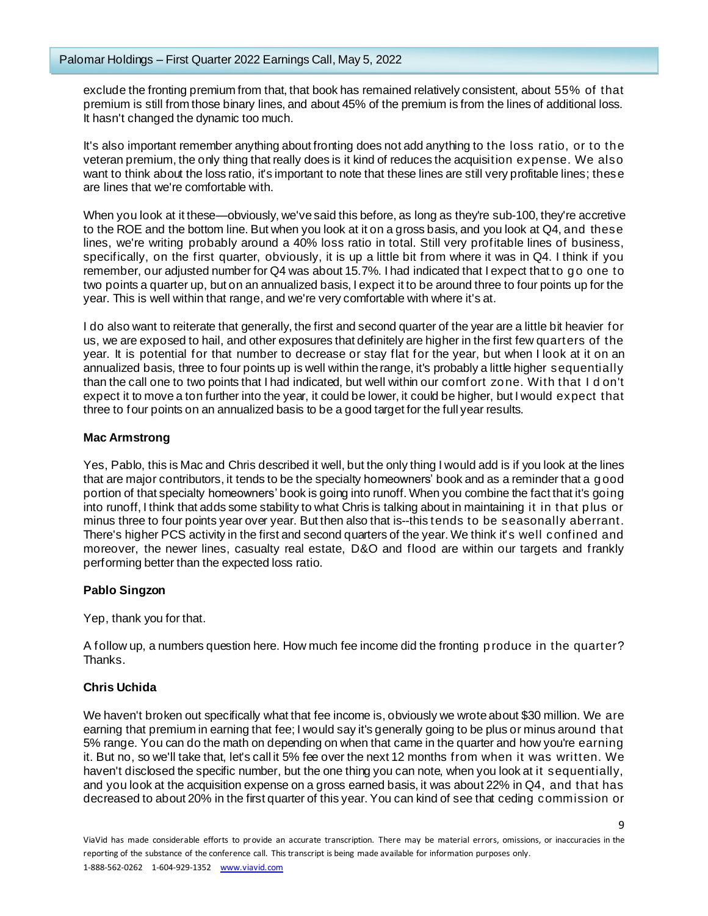exclude the fronting premium from that, that book has remained relatively consistent, about 55% of that premium is still from those binary lines, and about 45% of the premium is from the lines of additional loss. It hasn't changed the dynamic too much.

It's also important remember anything about fronting does not add anything to the loss ratio, or to the veteran premium, the only thing that really does is it kind of reduces the acquisition expense. We also want to think about the loss ratio, it's important to note that these lines are still very profitable lines; these are lines that we're comfortable with.

When you look at it these—obviously, we've said this before, as long as they're sub-100, they're accretive to the ROE and the bottom line. But when you look at it on a gross basis, and you look at Q4, and these lines, we're writing probably around a 40% loss ratio in total. Still very profitable lines of business, specifically, on the first quarter, obviously, it is up a little bit from where it was in Q4. I think if you remember, our adjusted number for Q4 was about 15.7%. I had indicated that I expect that to go one to two points a quarter up, but on an annualized basis, I expect it to be around three to four points up for the year. This is well within that range, and we're very comfortable with where it's at.

I do also want to reiterate that generally, the first and second quarter of the year are a little bit heavier for us, we are exposed to hail, and other exposures that definitely are higher in the first few quarters of the year. It is potential for that number to decrease or stay flat for the year, but when I look at it on an annualized basis, three to four points up is well within the range, it's probably a little higher sequentially than the call one to two points that I had indicated, but well within our comfort zone. With that I don't expect it to move a ton further into the year, it could be lower, it could be higher, but I would expect that three to four points on an annualized basis to be a good target for the full year results.

**Mac Armstrong**

Yes, Pablo, this is Mac and Chris described it well, but the only thing I would add is if you look at the lines that are major contributors, it tends to be the specialty homeowners' book and as a reminder that a good portion of that specialty homeowners' book is going into runoff. When you combine the fact that it's going into runoff, I think that adds some stability to what Chris is talking about in maintaining it in that plus or minus three to four points year over year. But then also that is--this tends to be seasonally aberrant. There's higher PCS activity in the first and second quarters of the year. We think it's well confined and moreover, the newer lines, casualty real estate, D&O and flood are within our targets and frankly performing better than the expected loss ratio.

**Pablo Singzon**

Yep, thank you for that.

A follow up, a numbers question here. How much fee income did the fronting produce in the quarter? Thanks.

**Chris Uchida**

We haven't broken out specifically what that fee income is, obviously we wrote about $30 million. We are earning that premium in earning that fee; I would say it's generally going to be plus or minus around that 5% range. You can do the math on depending on when that came in the quarter and how you're earning it. But no, so we'll take that, let's call it 5% fee over the next 12 months from when it was written. We haven't disclosed the specific number, but the one thing you can note, when you look at it sequentially, and you look at the acquisition expense on a gross earned basis, it was about 22% in Q4, and that has decreased to about 20% in the first quarter of this year. You can kind of see that ceding commission or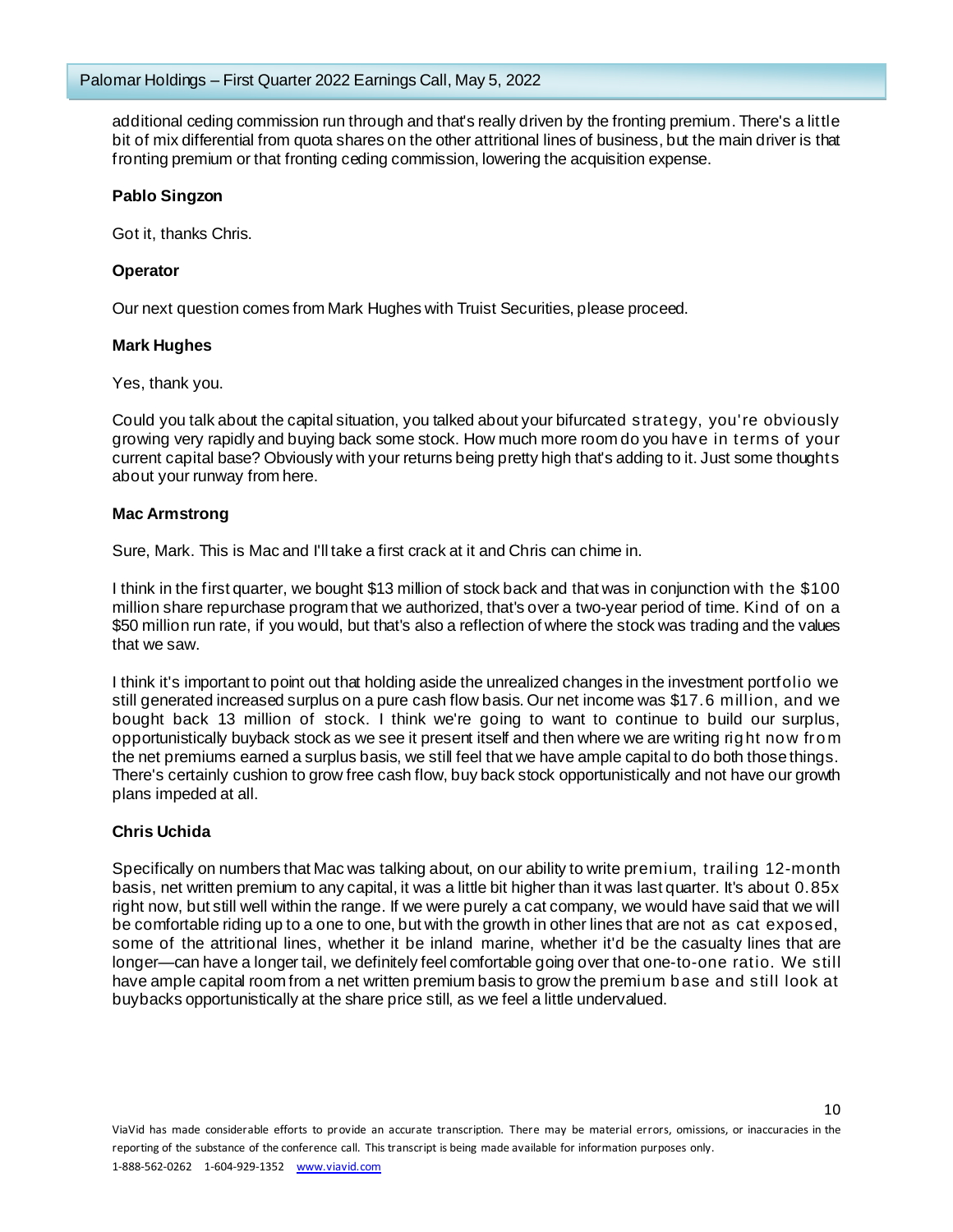additional ceding commission run through and that's really driven by the fronting premium. There's a little bit of mix differential from quota shares on the other attritional lines of business, but the main driver is that fronting premium or that fronting ceding commission, lowering the acquisition expense.

**Pablo Singzon**

Got it, thanks Chris.

**Operator**

Our next question comes from Mark Hughes with Truist Securities, please proceed.

**Mark Hughes**

Yes, thank you.

Could you talk about the capital situation, you talked about your bifurcated strategy, you're obviously growing very rapidly and buying back some stock. How much more room do you have in terms of your current capital base? Obviously with your returns being pretty high that's adding to it. Just some thoughts about your runway from here.

**Mac Armstrong**

Sure, Mark. This is Mac and I'll take a first crack at it and Chris can chime in.

I think in the first quarter, we bought $13 million of stock back and that was in conjunction with the $100 million share repurchase program that we authorized, that's over a two-year period of time. Kind of on a $50 million run rate, if you would, but that's also a reflection of where the stock was trading and the values that we saw.

I think it's important to point out that holding aside the unrealized changes in the investment portfolio we still generated increased surplus on a pure cash flow basis. Our net income was $17.6 million, and we bought back 13 million of stock. I think we're going to want to continue to build our surplus, opportunistically buyback stock as we see it present itself and then where we are writing right now from the net premiums earned a surplus basis, we still feel that we have ample capital to do both those things. There's certainly cushion to grow free cash flow, buy back stock opportunistically and not have our growth plans impeded at all.

**Chris Uchida**

Specifically on numbers that Mac was talking about, on our ability to write premium, trailing 12-month basis, net written premium to any capital, it was a little bit higher than it was last quarter. It's about 0.85x right now, but still well within the range. If we were purely a cat company, we would have said that we will be comfortable riding up to a one to one, but with the growth in other lines that are not as cat exposed, some of the attritional lines, whether it be inland marine, whether it'd be the casualty lines that are longer—can have a longer tail, we definitely feel comfortable going over that one-to-one ratio. We still have ample capital room from a net written premium basis to grow the premium base and still look at buybacks opportunistically at the share price still, as we feel a little undervalued.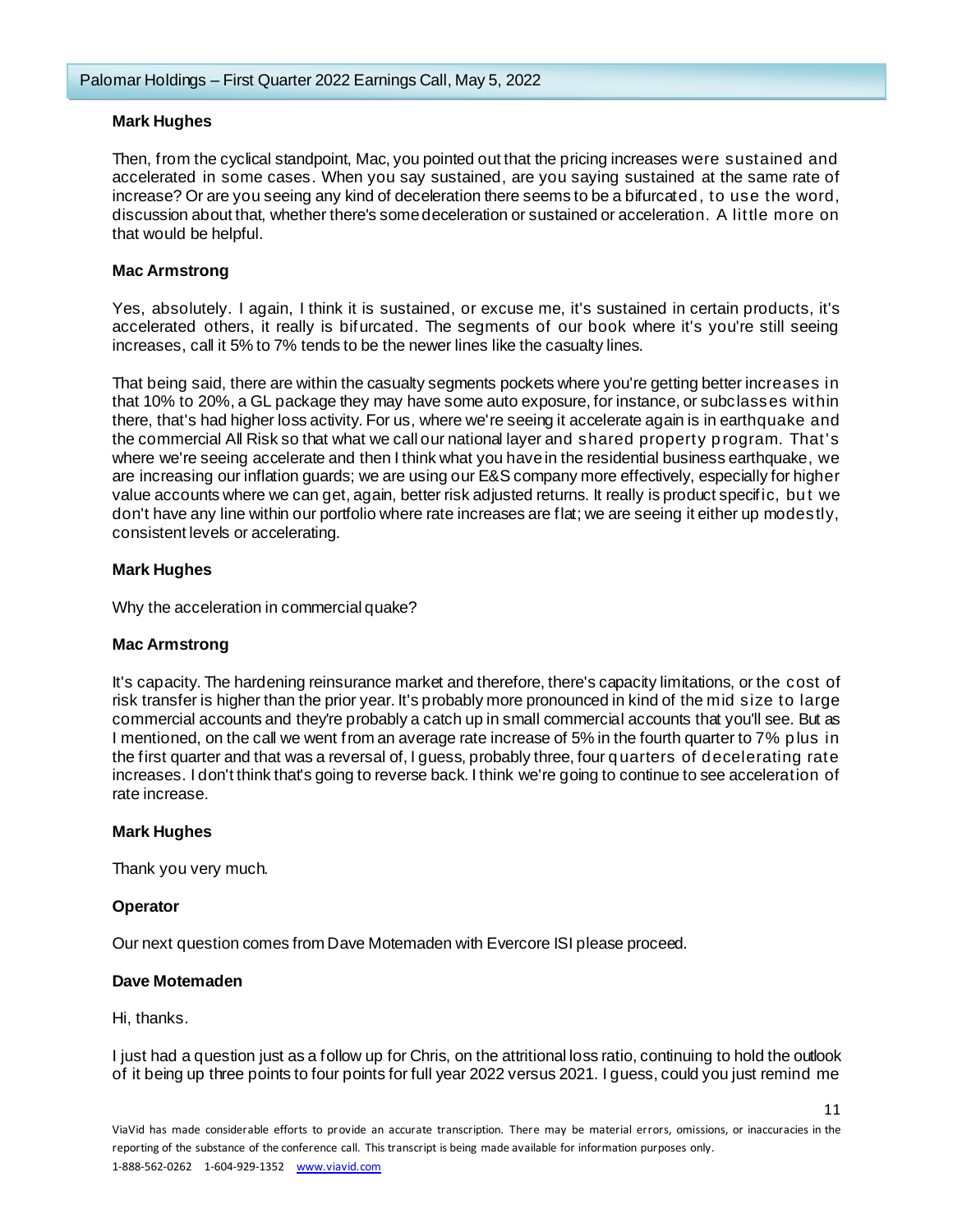**Mark Hughes**

Then, from the cyclical standpoint, Mac, you pointed out that the pricing increases were sustained and accelerated in some cases. When you say sustained, are you saying sustained at the same rate of increase? Or are you seeing any kind of deceleration there seems to be a bifurcated, to use the word, discussion about that, whether there's some deceleration or sustained or acceleration. A little more on that would be helpful.

**Mac Armstrong**

Yes, absolutely. I again, I think it is sustained, or excuse me, it's sustained in certain products, it's accelerated others, it really is bifurcated. The segments of our book where it's you're still seeing increases, call it 5% to 7% tends to be the newer lines like the casualty lines.

That being said, there are within the casualty segments pockets where you're getting better increases in that 10% to 20%, a GL package they may have some auto exposure, for instance, or subclasses within there, that's had higher loss activity. For us, where we're seeing it accelerate again is in earthquake and the commercial All Risk so that what we call our national layer and shared property program. That's where we're seeing accelerate and then I think what you have in the residential business earthquake, we are increasing our inflation guards; we are using our E&S company more effectively, especially for higher value accounts where we can get, again, better risk adjusted returns. It really is product specific, but we don't have any line within our portfolio where rate increases are flat; we are seeing it either up modestly, consistent levels or accelerating.

**Mark Hughes**

Why the acceleration in commercial quake?

**Mac Armstrong**

It's capacity. The hardening reinsurance market and therefore, there's capacity limitations, or the cost of risk transfer is higher than the prior year. It's probably more pronounced in kind of the mid size to large commercial accounts and they're probably a catch up in small commercial accounts that you'll see. But as I mentioned, on the call we went from an average rate increase of 5% in the fourth quarter to 7% plus in the first quarter and that was a reversal of, I guess, probably three, four quarters of decelerating rate increases. I don't think that's going to reverse back. I think we're going to continue to see acceleration of rate increase.

**Mark Hughes**

Thank you very much.

**Operator**

Our next question comes from Dave Motemaden with Evercore ISI please proceed.

**Dave Motemaden**

Hi, thanks.

I just had a question just as a follow up for Chris, on the attritional loss ratio, continuing to hold the outlook of it being up three points to four points for full year 2022 versus 2021. I guess, could you just remind me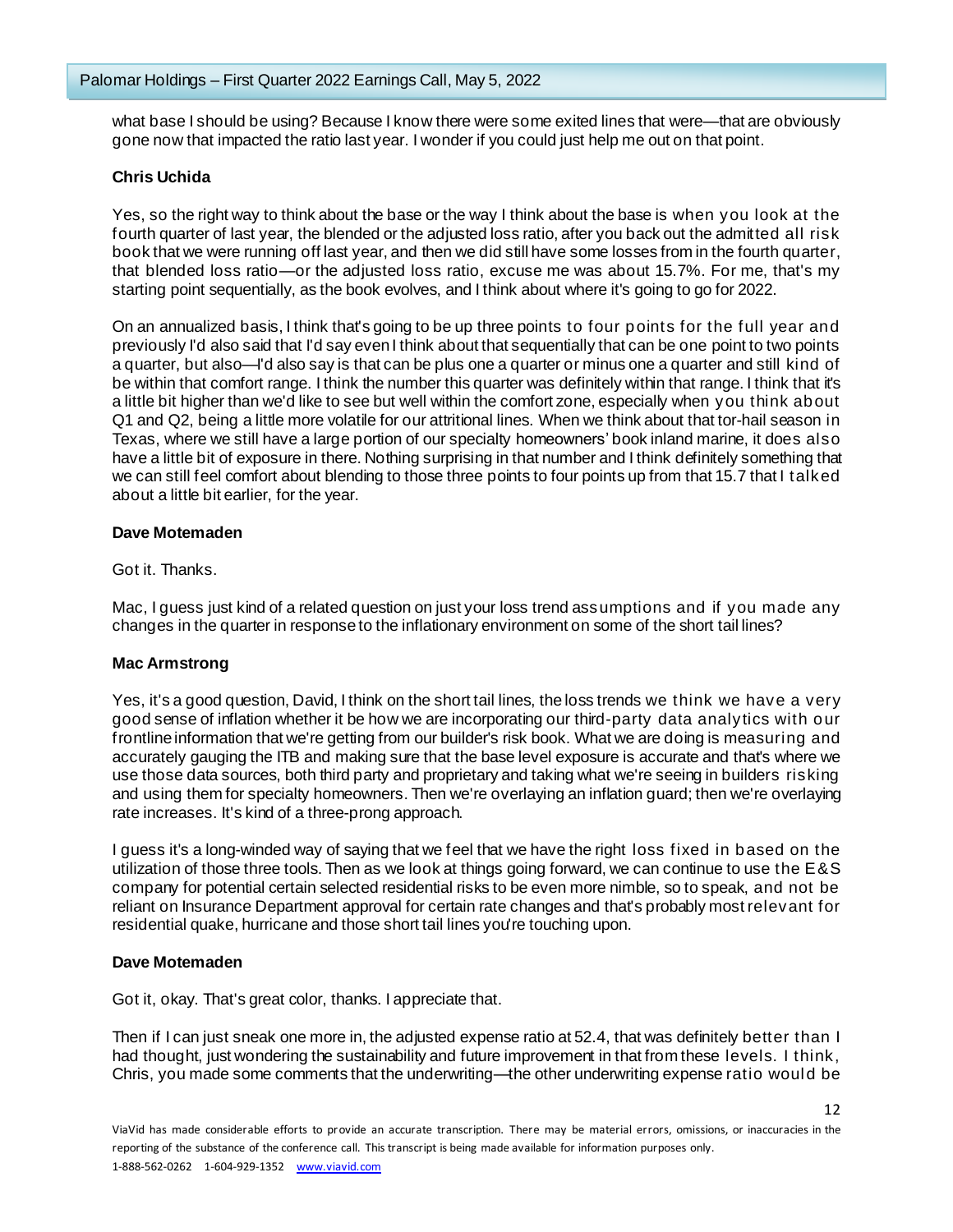what base I should be using? Because I know there were some exited lines that were—that are obviously gone now that impacted the ratio last year. I wonder if you could just help me out on that point.

**Chris Uchida**

Yes, so the right way to think about the base or the way I think about the base is when you look at the fourth quarter of last year, the blended or the adjusted loss ratio, after you back out the admitted all risk book that we were running off last year, and then we did still have some losses from in the fourth quarter, that blended loss ratio—or the adjusted loss ratio, excuse me was about 15.7%. For me, that's my starting point sequentially, as the book evolves, and I think about where it's going to go for 2022.

On an annualized basis, I think that's going to be up three points to four points for the full year and previously I'd also said that I'd say even I think about that sequentially that can be one point to two points a quarter, but also—I'd also say is that can be plus one a quarter or minus one a quarter and still kind of be within that comfort range. I think the number this quarter was definitely within that range. I think that it's a little bit higher than we'd like to see but well within the comfort zone, especially when you think about Q1 and Q2, being a little more volatile for our attritional lines. When we think about that tor-hail season in Texas, where we still have a large portion of our specialty homeowners' book inland marine, it does also have a little bit of exposure in there. Nothing surprising in that number and I think definitely something that we can still feel comfort about blending to those three points to four points up from that 15.7 that I talked about a little bit earlier, for the year.

**Dave Motemaden**

Got it. Thanks.

Mac, I guess just kind of a related question on just your loss trend assumptions and if you made any changes in the quarter in response to the inflationary environment on some of the short tail lines?

**Mac Armstrong**

Yes, it's a good question, David, I think on the short tail lines, the loss trends we think we have a very good sense of inflation whether it be how we are incorporating our third-party data analytics with our frontline information that we're getting from our builder's risk book. What we are doing is measuring and accurately gauging the ITB and making sure that the base level exposure is accurate and that's where we use those data sources, both third party and proprietary and taking what we're seeing in builders risking and using them for specialty homeowners. Then we're overlaying an inflation guard; then we're overlaying rate increases. It's kind of a three-prong approach.

I guess it's a long-winded way of saying that we feel that we have the right loss fixed in based on the utilization of those three tools. Then as we look at things going forward, we can continue to use the E&S company for potential certain selected residential risks to be even more nimble, so to speak, and not be reliant on Insurance Department approval for certain rate changes and that's probably most relevant for residential quake, hurricane and those short tail lines you're touching upon.

**Dave Motemaden**

Got it, okay. That's great color, thanks. I appreciate that.

Then if I can just sneak one more in, the adjusted expense ratio at 52.4, that was definitely better than I had thought, just wondering the sustainability and future improvement in that from these levels. I think, Chris, you made some comments that the underwriting—the other underwriting expense ratio would be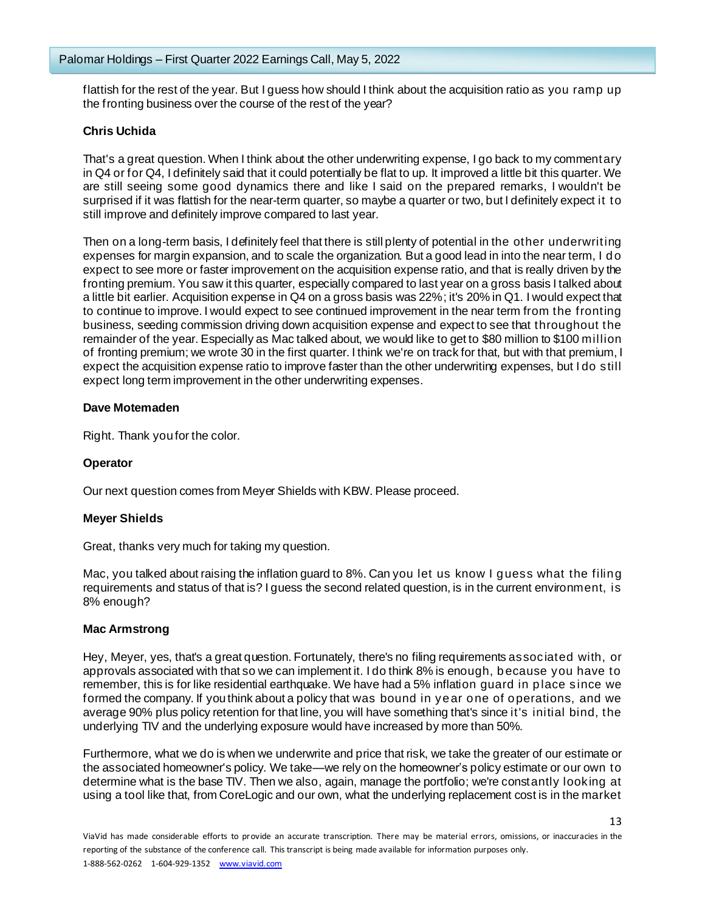flattish for the rest of the year. But I guess how should I think about the acquisition ratio as you ramp up the fronting business over the course of the rest of the year?

**Chris Uchida**

That's a great question. When I think about the other underwriting expense, I go back to my commentary in Q4 or for Q4, I definitely said that it could potentially be flat to up. It improved a little bit this quarter. We are still seeing some good dynamics there and like I said on the prepared remarks, I wouldn't be surprised if it was flattish for the near-term quarter, so maybe a quarter or two, but I definitely expect it to still improve and definitely improve compared to last year.

Then on a long-term basis, I definitely feel that there is still plenty of potential in the other underwriting expenses for margin expansion, and to scale the organization. But a good lead in into the near term, I do expect to see more or faster improvement on the acquisition expense ratio, and that is really driven by the fronting premium. You saw it this quarter, especially compared to last year on a gross basis I talked about a little bit earlier. Acquisition expense in Q4 on a gross basis was 22%; it's 20% in Q1. I would expect that to continue to improve. I would expect to see continued improvement in the near term from the fronting business, seeding commission driving down acquisition expense and expect to see that throughout the remainder of the year. Especially as Mac talked about, we would like to get to $80 million to $100 million of fronting premium; we wrote 30 in the first quarter. I think we're on track for that, but with that premium, I expect the acquisition expense ratio to improve faster than the other underwriting expenses, but I do still expect long term improvement in the other underwriting expenses.

**Dave Motemaden**

Right. Thank you for the color.

**Operator**

Our next question comes from Meyer Shields with KBW. Please proceed.

**Meyer Shields**

Great, thanks very much for taking my question.

Mac, you talked about raising the inflation guard to 8%. Can you let us know I guess what the filing requirements and status of that is? I guess the second related question, is in the current environment, is 8% enough?

**Mac Armstrong**

Hey, Meyer, yes, that's a great question. Fortunately, there's no filing requirements associated with, or approvals associated with that so we can implement it. I do think 8% is enough, because you have to remember, this is for like residential earthquake. We have had a 5% inflation guard in place since we formed the company. If you think about a policy that was bound in year one of operations, and we average 90% plus policy retention for that line, you will have something that's since it's initial bind, the underlying TIV and the underlying exposure would have increased by more than 50%.

Furthermore, what we do is when we underwrite and price that risk, we take the greater of our estimate or the associated homeowner's policy. We take—we rely on the homeowner's policy estimate or our own to determine what is the base TIV. Then we also, again, manage the portfolio; we're constantly looking at using a tool like that, from CoreLogic and our own, what the underlying replacement cost is in the market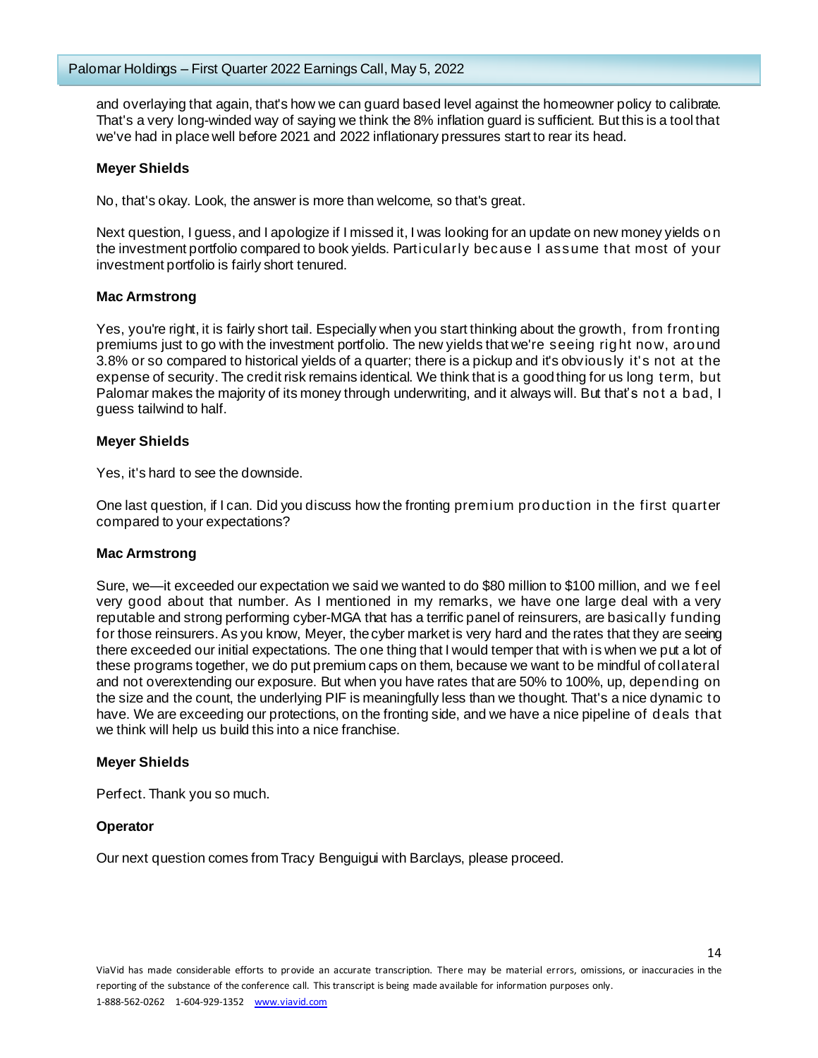and overlaying that again, that's how we can guard based level against the homeowner policy to calibrate. That's a very long-winded way of saying we think the 8% inflation guard is sufficient. But this is a tool that we've had in place well before 2021 and 2022 inflationary pressures start to rear its head.

**Meyer Shields**

No, that's okay. Look, the answer is more than welcome, so that's great.

Next question, I guess, and I apologize if I missed it, I was looking for an update on new money yields on the investment portfolio compared to book yields. Particularly because I assume that most of your investment portfolio is fairly short tenured.

**Mac Armstrong**

Yes, you're right, it is fairly short tail. Especially when you start thinking about the growth, from fronting premiums just to go with the investment portfolio. The new yields that we're seeing right now, around 3.8% or so compared to historical yields of a quarter; there is a pickup and it's obviously it's not at the expense of security. The credit risk remains identical. We think that is a good thing for us long term, but Palomar makes the majority of its money through underwriting, and it always will. But that's not a bad, I guess tailwind to half.

**Meyer Shields**

Yes, it's hard to see the downside.

One last question, if I can. Did you discuss how the fronting premium production in the first quarter compared to your expectations?

**Mac Armstrong**

Sure, we—it exceeded our expectation we said we wanted to do $80 million to $100 million, and we feel very good about that number. As I mentioned in my remarks, we have one large deal with a very reputable and strong performing cyber-MGA that has a terrific panel of reinsurers, are basically funding for those reinsurers. As you know, Meyer, the cyber market is very hard and the rates that they are seeing there exceeded our initial expectations. The one thing that I would temper that with is when we put a lot of these programs together, we do put premium caps on them, because we want to be mindful of collateral and not overextending our exposure. But when you have rates that are 50% to 100%, up, depending on the size and the count, the underlying PIF is meaningfully less than we thought. That's a nice dynamic to have. We are exceeding our protections, on the fronting side, and we have a nice pipeline of deals that we think will help us build this into a nice franchise.

**Meyer Shields**

Perfect. Thank you so much.

**Operator**

Our next question comes from Tracy Benguigui with Barclays, please proceed.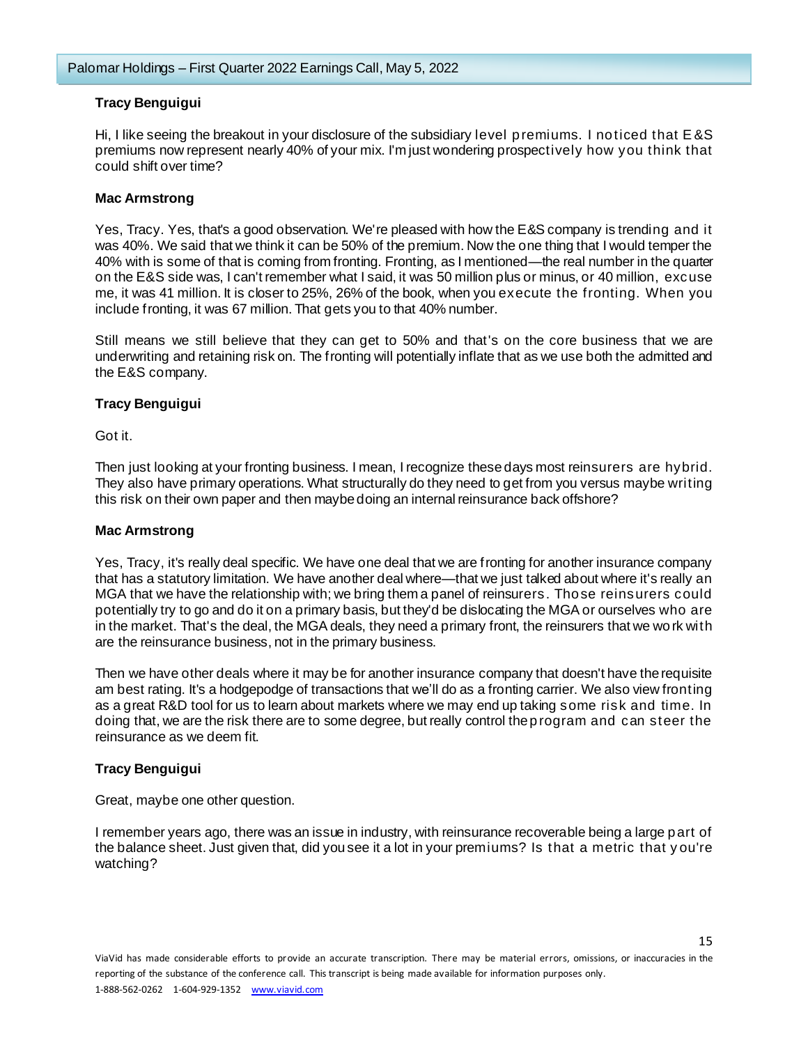**Tracy Benguigui**

Hi, I like seeing the breakout in your disclosure of the subsidiary level premiums. I noticed that E&S premiums now represent nearly 40% of your mix. I'm just wondering prospectively how you think that could shift over time?

**Mac Armstrong**

Yes, Tracy. Yes, that's a good observation. We're pleased with how the E&S company is trending and it was 40%. We said that we think it can be 50% of the premium. Now the one thing that I would temper the 40% with is some of that is coming from fronting. Fronting, as I mentioned—the real number in the quarter on the E&S side was, I can't remember what I said, it was 50 million plus or minus, or 40 million, excuse me, it was 41 million. It is closer to 25%, 26% of the book, when you execute the fronting. When you include fronting, it was 67 million. That gets you to that 40% number.

Still means we still believe that they can get to 50% and that's on the core business that we are underwriting and retaining risk on. The fronting will potentially inflate that as we use both the admitted and the E&S company.

**Tracy Benguigui**

Got it.

Then just looking at your fronting business. I mean, I recognize these days most reinsurers are hybrid. They also have primary operations. What structurally do they need to get from you versus maybe writing this risk on their own paper and then maybe doing an internal reinsurance back offshore?

**Mac Armstrong**

Yes, Tracy, it's really deal specific. We have one deal that we are fronting for another insurance company that has a statutory limitation. We have another deal where—that we just talked about where it's really an MGA that we have the relationship with; we bring them a panel of reinsurers. Those reinsurers could potentially try to go and do it on a primary basis, but they'd be dislocating the MGA or ourselves who are in the market. That's the deal, the MGA deals, they need a primary front, the reinsurers that we work with are the reinsurance business, not in the primary business.

Then we have other deals where it may be for another insurance company that doesn't have the requisite am best rating. It's a hodgepodge of transactions that we'll do as a fronting carrier. We also view fronting as a great R&D tool for us to learn about markets where we may end up taking some risk and time. In doing that, we are the risk there are to some degree, but really control the program and can steer the reinsurance as we deem fit.

**Tracy Benguigui**

Great, maybe one other question.

I remember years ago, there was an issue in industry, with reinsurance recoverable being a large part of the balance sheet. Just given that, did you see it a lot in your premiums? Is that a metric that you're watching?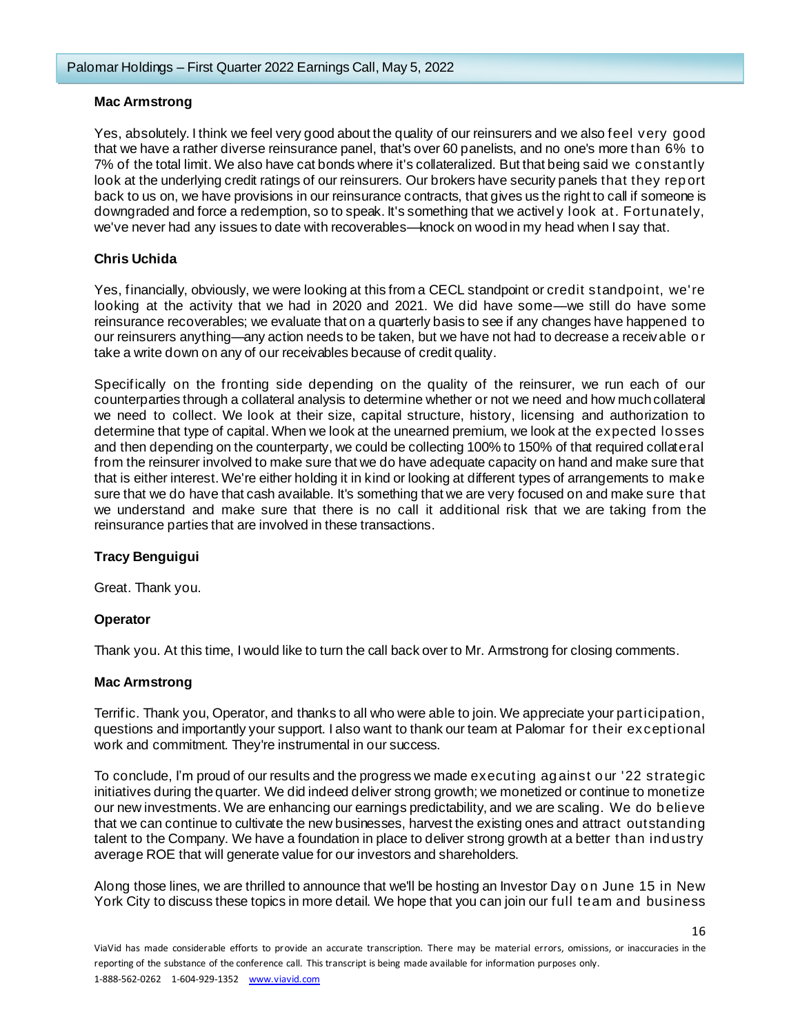**Mac Armstrong**

Yes, absolutely. I think we feel very good about the quality of our reinsurers and we also feel very good that we have a rather diverse reinsurance panel, that's over 60 panelists, and no one's more than 6% to 7% of the total limit. We also have cat bonds where it's collateralized. But that being said we constantly look at the underlying credit ratings of our reinsurers. Our brokers have security panels that they report back to us on, we have provisions in our reinsurance contracts, that gives us the right to call if someone is downgraded and force a redemption, so to speak. It's something that we actively look at. Fortunately, we've never had any issues to date with recoverables—knock on wood in my head when I say that.

**Chris Uchida**

Yes, financially, obviously, we were looking at this from a CECL standpoint or credit standpoint, we're looking at the activity that we had in 2020 and 2021. We did have some—we still do have some reinsurance recoverables; we evaluate that on a quarterly basis to see if any changes have happened to our reinsurers anything—any action needs to be taken, but we have not had to decrease a receivable or take a write down on any of our receivables because of credit quality.

Specifically on the fronting side depending on the quality of the reinsurer, we run each of our counterparties through a collateral analysis to determine whether or not we need and how much collateral we need to collect. We look at their size, capital structure, history, licensing and authorization to determine that type of capital. When we look at the unearned premium, we look at the expected losses and then depending on the counterparty, we could be collecting 100% to 150% of that required collateral from the reinsurer involved to make sure that we do have adequate capacity on hand and make sure that that is either interest. We're either holding it in kind or looking at different types of arrangements to make sure that we do have that cash available. It's something that we are very focused on and make sure that we understand and make sure that there is no call it additional risk that we are taking from the reinsurance parties that are involved in these transactions.

**Tracy Benguigui**

Great. Thank you.

**Operator**

Thank you. At this time, I would like to turn the call back over to Mr. Armstrong for closing comments.

**Mac Armstrong**

Terrific. Thank you, Operator, and thanks to all who were able to join. We appreciate your participation, questions and importantly your support. I also want to thank our team at Palomar for their exceptional work and commitment. They're instrumental in our success.

To conclude, I'm proud of our results and the progress we made executing against our '22 strategic initiatives during the quarter. We did indeed deliver strong growth; we monetized or continue to monetize our new investments. We are enhancing our earnings predictability, and we are scaling. We do believe that we can continue to cultivate the new businesses, harvest the existing ones and attract outstanding talent to the Company. We have a foundation in place to deliver strong growth at a better than industry average ROE that will generate value for our investors and shareholders.

Along those lines, we are thrilled to announce that we'll be hosting an Investor Day on June 15 in New York City to discuss these topics in more detail. We hope that you can join our full team and business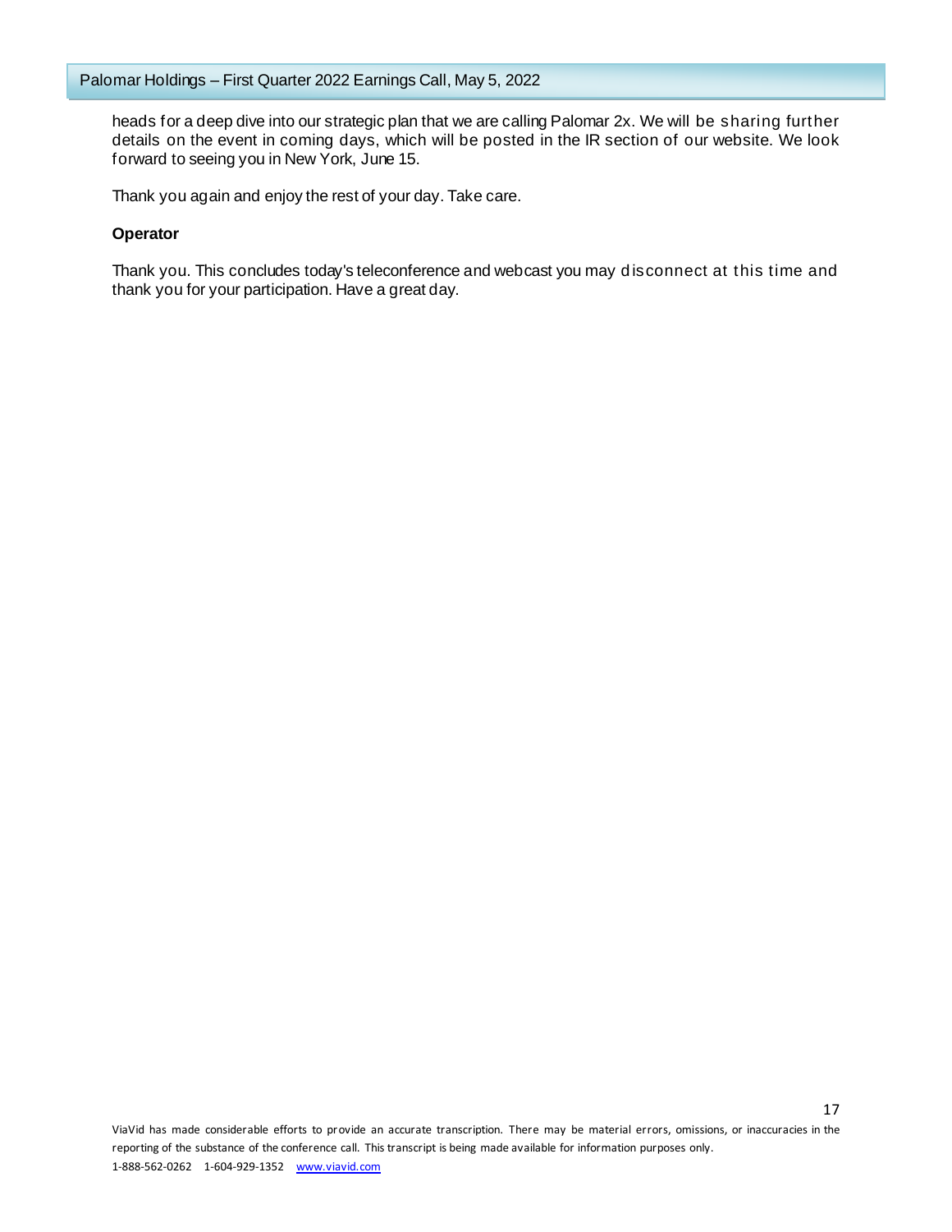heads for a deep dive into our strategic plan that we are calling Palomar 2x. We will be sharing further details on the event in coming days, which will be posted in the IR section of our website. We look forward to seeing you in New York, June 15.

Thank you again and enjoy the rest of your day. Take care.

**Operator**

Thank you. This concludes today's teleconference and webcast you may disconnect at this time and thank you for your participation. Have a great day.

ViaVid has made considerable efforts to provide an accurate transcription. There may be material errors, omissions, or inaccuracies in the reporting of the substance of the conference call. This transcript is being made available for information purposes only.

1-888-562-0262 1-604-929-1352 www.viavid.com